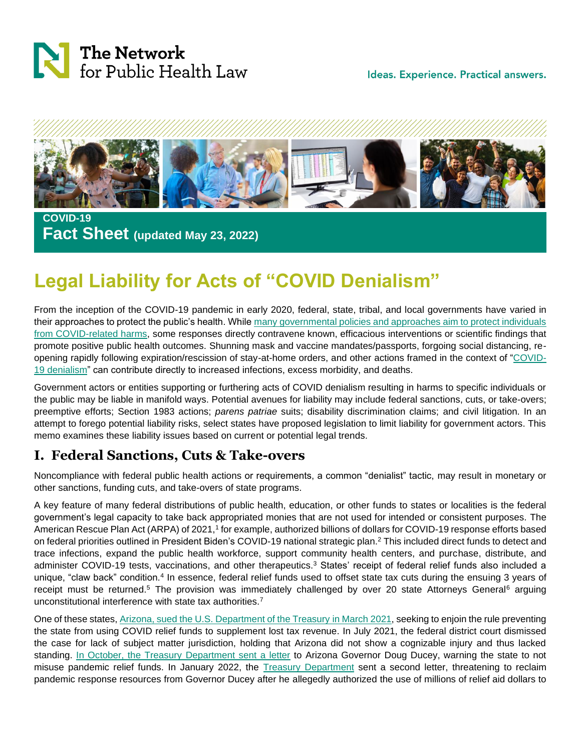The Network for Public Health Law

Ideas. Experience. Practical answers.

COVID-19
**Fact Sheet** **(updated May 23, 2022)**

# Legal Liability for Acts of "COVID Denialism"

From the inception of the COVID-19 pandemic in early 2020, federal, state, tribal, and local governments have varied in their approaches to protect the public's health. While many governmental policies and approaches aim to protect individuals from COVID-related harms, some responses directly contravene known, efficacious interventions or scientific findings that promote positive public health outcomes. Shunning mask and vaccine mandates/passports, forgoing social distancing, re-opening rapidly following expiration/rescission of stay-at-home orders, and other actions framed in the context of "COVID-19 denialism" can contribute directly to increased infections, excess morbidity, and deaths.

Government actors or entities supporting or furthering acts of COVID denialism resulting in harms to specific individuals or the public may be liable in manifold ways. Potential avenues for liability may include federal sanctions, cuts, or take-overs; preemptive efforts; Section 1983 actions; *parens patriae* suits; disability discrimination claims; and civil litigation. In an attempt to forego potential liability risks, select states have proposed legislation to limit liability for government actors. This memo examines these liability issues based on current or potential legal trends.

## I. Federal Sanctions, Cuts & Take-overs

Noncompliance with federal public health actions or requirements, a common "denialist" tactic, may result in monetary or other sanctions, funding cuts, and take-overs of state programs.

A key feature of many federal distributions of public health, education, or other funds to states or localities is the federal government's legal capacity to take back appropriated monies that are not used for intended or consistent purposes. The American Rescue Plan Act (ARPA) of 2021,[1] for example, authorized billions of dollars for COVID-19 response efforts based on federal priorities outlined in President Biden's COVID-19 national strategic plan.[2] This included direct funds to detect and trace infections, expand the public health workforce, support community health centers, and purchase, distribute, and administer COVID-19 tests, vaccinations, and other therapeutics.[3] States' receipt of federal relief funds also included a unique, "claw back" condition.[4] In essence, federal relief funds used to offset state tax cuts during the ensuing 3 years of receipt must be returned.[5] The provision was immediately challenged by over 20 state Attorneys General[6] arguing unconstitutional interference with state tax authorities.[7]

One of these states, Arizona, sued the U.S. Department of the Treasury in March 2021, seeking to enjoin the rule preventing the state from using COVID relief funds to supplement lost tax revenue. In July 2021, the federal district court dismissed the case for lack of subject matter jurisdiction, holding that Arizona did not show a cognizable injury and thus lacked standing. In October, the Treasury Department sent a letter to Arizona Governor Doug Ducey, warning the state to not misuse pandemic relief funds. In January 2022, the Treasury Department sent a second letter, threatening to reclaim pandemic response resources from Governor Ducey after he allegedly authorized the use of millions of relief aid dollars to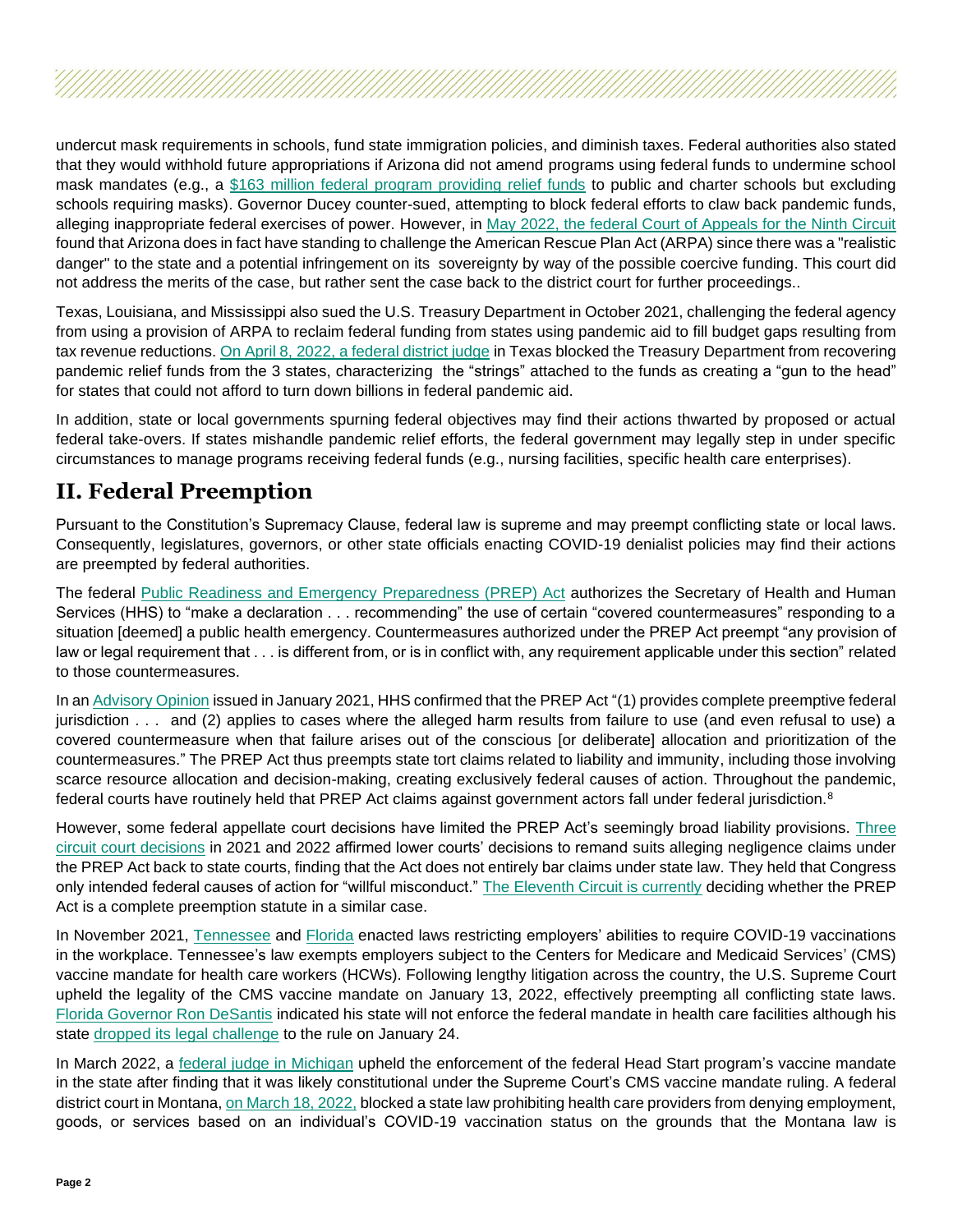undercut mask requirements in schools, fund state immigration policies, and diminish taxes. Federal authorities also stated that they would withhold future appropriations if Arizona did not amend programs using federal funds to undermine school mask mandates (e.g., a $163 million federal program providing relief funds to public and charter schools but excluding schools requiring masks). Governor Ducey counter-sued, attempting to block federal efforts to claw back pandemic funds, alleging inappropriate federal exercises of power. However, in May 2022, the federal Court of Appeals for the Ninth Circuit found that Arizona does in fact have standing to challenge the American Rescue Plan Act (ARPA) since there was a "realistic danger" to the state and a potential infringement on its sovereignty by way of the possible coercive funding. This court did not address the merits of the case, but rather sent the case back to the district court for further proceedings..

Texas, Louisiana, and Mississippi also sued the U.S. Treasury Department in October 2021, challenging the federal agency from using a provision of ARPA to reclaim federal funding from states using pandemic aid to fill budget gaps resulting from tax revenue reductions. On April 8, 2022, a federal district judge in Texas blocked the Treasury Department from recovering pandemic relief funds from the 3 states, characterizing the "strings" attached to the funds as creating a "gun to the head" for states that could not afford to turn down billions in federal pandemic aid.

In addition, state or local governments spurning federal objectives may find their actions thwarted by proposed or actual federal take-overs. If states mishandle pandemic relief efforts, the federal government may legally step in under specific circumstances to manage programs receiving federal funds (e.g., nursing facilities, specific health care enterprises).

## II. Federal Preemption

Pursuant to the Constitution's Supremacy Clause, federal law is supreme and may preempt conflicting state or local laws. Consequently, legislatures, governors, or other state officials enacting COVID-19 denialist policies may find their actions are preempted by federal authorities.

The federal Public Readiness and Emergency Preparedness (PREP) Act authorizes the Secretary of Health and Human Services (HHS) to "make a declaration . . . recommending" the use of certain "covered countermeasures" responding to a situation [deemed] a public health emergency. Countermeasures authorized under the PREP Act preempt "any provision of law or legal requirement that . . . is different from, or is in conflict with, any requirement applicable under this section" related to those countermeasures.

In an Advisory Opinion issued in January 2021, HHS confirmed that the PREP Act "(1) provides complete preemptive federal jurisdiction . . . and (2) applies to cases where the alleged harm results from failure to use (and even refusal to use) a covered countermeasure when that failure arises out of the conscious [or deliberate] allocation and prioritization of the countermeasures." The PREP Act thus preempts state tort claims related to liability and immunity, including those involving scarce resource allocation and decision-making, creating exclusively federal causes of action. Throughout the pandemic, federal courts have routinely held that PREP Act claims against government actors fall under federal jurisdiction.[8]

However, some federal appellate court decisions have limited the PREP Act's seemingly broad liability provisions. Three circuit court decisions in 2021 and 2022 affirmed lower courts' decisions to remand suits alleging negligence claims under the PREP Act back to state courts, finding that the Act does not entirely bar claims under state law. They held that Congress only intended federal causes of action for "willful misconduct." The Eleventh Circuit is currently deciding whether the PREP Act is a complete preemption statute in a similar case.

In November 2021, Tennessee and Florida enacted laws restricting employers' abilities to require COVID-19 vaccinations in the workplace. Tennessee's law exempts employers subject to the Centers for Medicare and Medicaid Services' (CMS) vaccine mandate for health care workers (HCWs). Following lengthy litigation across the country, the U.S. Supreme Court upheld the legality of the CMS vaccine mandate on January 13, 2022, effectively preempting all conflicting state laws. Florida Governor Ron DeSantis indicated his state will not enforce the federal mandate in health care facilities although his state dropped its legal challenge to the rule on January 24.

In March 2022, a federal judge in Michigan upheld the enforcement of the federal Head Start program's vaccine mandate in the state after finding that it was likely constitutional under the Supreme Court's CMS vaccine mandate ruling. A federal district court in Montana, on March 18, 2022, blocked a state law prohibiting health care providers from denying employment, goods, or services based on an individual's COVID-19 vaccination status on the grounds that the Montana law is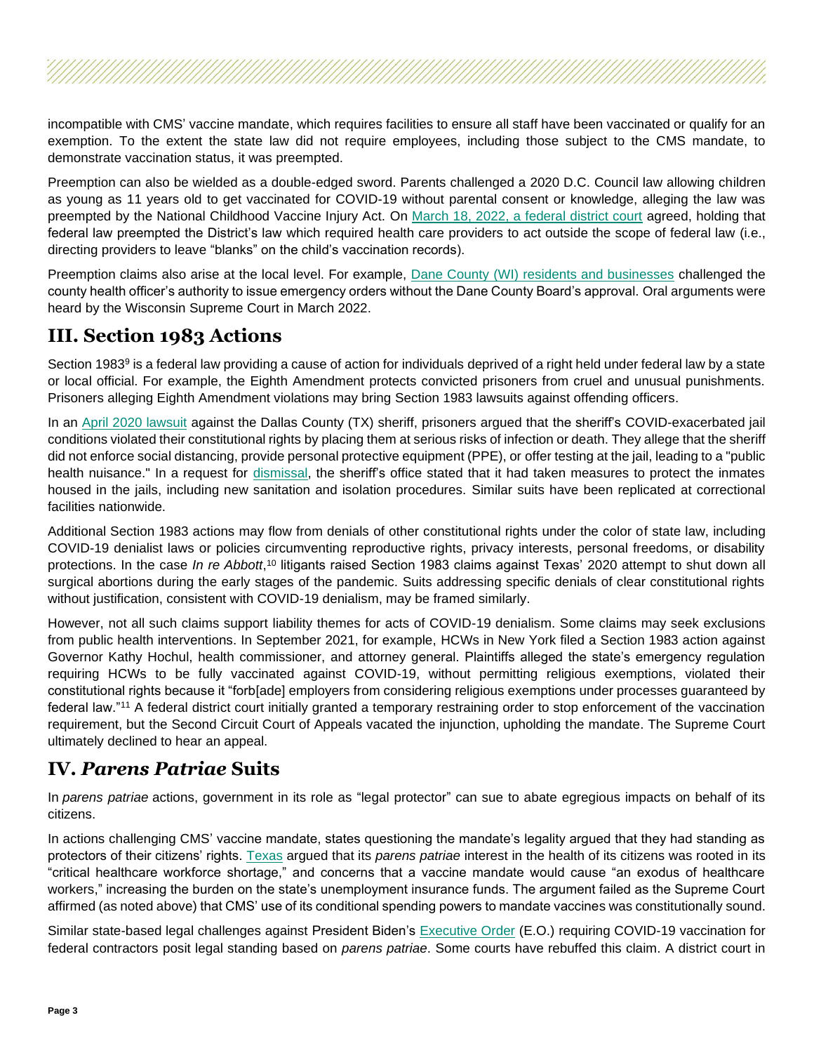incompatible with CMS' vaccine mandate, which requires facilities to ensure all staff have been vaccinated or qualify for an exemption. To the extent the state law did not require employees, including those subject to the CMS mandate, to demonstrate vaccination status, it was preempted.

Preemption can also be wielded as a double-edged sword. Parents challenged a 2020 D.C. Council law allowing children as young as 11 years old to get vaccinated for COVID-19 without parental consent or knowledge, alleging the law was preempted by the National Childhood Vaccine Injury Act. On March 18, 2022, a federal district court agreed, holding that federal law preempted the District's law which required health care providers to act outside the scope of federal law (i.e., directing providers to leave "blanks" on the child's vaccination records).

Preemption claims also arise at the local level. For example, Dane County (WI) residents and businesses challenged the county health officer's authority to issue emergency orders without the Dane County Board's approval. Oral arguments were heard by the Wisconsin Supreme Court in March 2022.

## III. Section 1983 Actions

Section 1983[9] is a federal law providing a cause of action for individuals deprived of a right held under federal law by a state or local official. For example, the Eighth Amendment protects convicted prisoners from cruel and unusual punishments. Prisoners alleging Eighth Amendment violations may bring Section 1983 lawsuits against offending officers.

In an April 2020 lawsuit against the Dallas County (TX) sheriff, prisoners argued that the sheriff's COVID-exacerbated jail conditions violated their constitutional rights by placing them at serious risks of infection or death. They allege that the sheriff did not enforce social distancing, provide personal protective equipment (PPE), or offer testing at the jail, leading to a "public health nuisance." In a request for dismissal, the sheriff's office stated that it had taken measures to protect the inmates housed in the jails, including new sanitation and isolation procedures. Similar suits have been replicated at correctional facilities nationwide.

Additional Section 1983 actions may flow from denials of other constitutional rights under the color of state law, including COVID-19 denialist laws or policies circumventing reproductive rights, privacy interests, personal freedoms, or disability protections. In the case *In re Abbott*,[10] litigants raised Section 1983 claims against Texas' 2020 attempt to shut down all surgical abortions during the early stages of the pandemic. Suits addressing specific denials of clear constitutional rights without justification, consistent with COVID-19 denialism, may be framed similarly.

However, not all such claims support liability themes for acts of COVID-19 denialism. Some claims may seek exclusions from public health interventions. In September 2021, for example, HCWs in New York filed a Section 1983 action against Governor Kathy Hochul, health commissioner, and attorney general. Plaintiffs alleged the state's emergency regulation requiring HCWs to be fully vaccinated against COVID-19, without permitting religious exemptions, violated their constitutional rights because it "forb[ade] employers from considering religious exemptions under processes guaranteed by federal law."[11] A federal district court initially granted a temporary restraining order to stop enforcement of the vaccination requirement, but the Second Circuit Court of Appeals vacated the injunction, upholding the mandate. The Supreme Court ultimately declined to hear an appeal.

## IV. *Parens Patriae* Suits

In *parens patriae* actions, government in its role as "legal protector" can sue to abate egregious impacts on behalf of its citizens.

In actions challenging CMS' vaccine mandate, states questioning the mandate's legality argued that they had standing as protectors of their citizens' rights. Texas argued that its *parens patriae* interest in the health of its citizens was rooted in its "critical healthcare workforce shortage," and concerns that a vaccine mandate would cause "an exodus of healthcare workers," increasing the burden on the state's unemployment insurance funds. The argument failed as the Supreme Court affirmed (as noted above) that CMS' use of its conditional spending powers to mandate vaccines was constitutionally sound.

Similar state-based legal challenges against President Biden's Executive Order (E.O.) requiring COVID-19 vaccination for federal contractors posit legal standing based on *parens patriae*. Some courts have rebuffed this claim. A district court in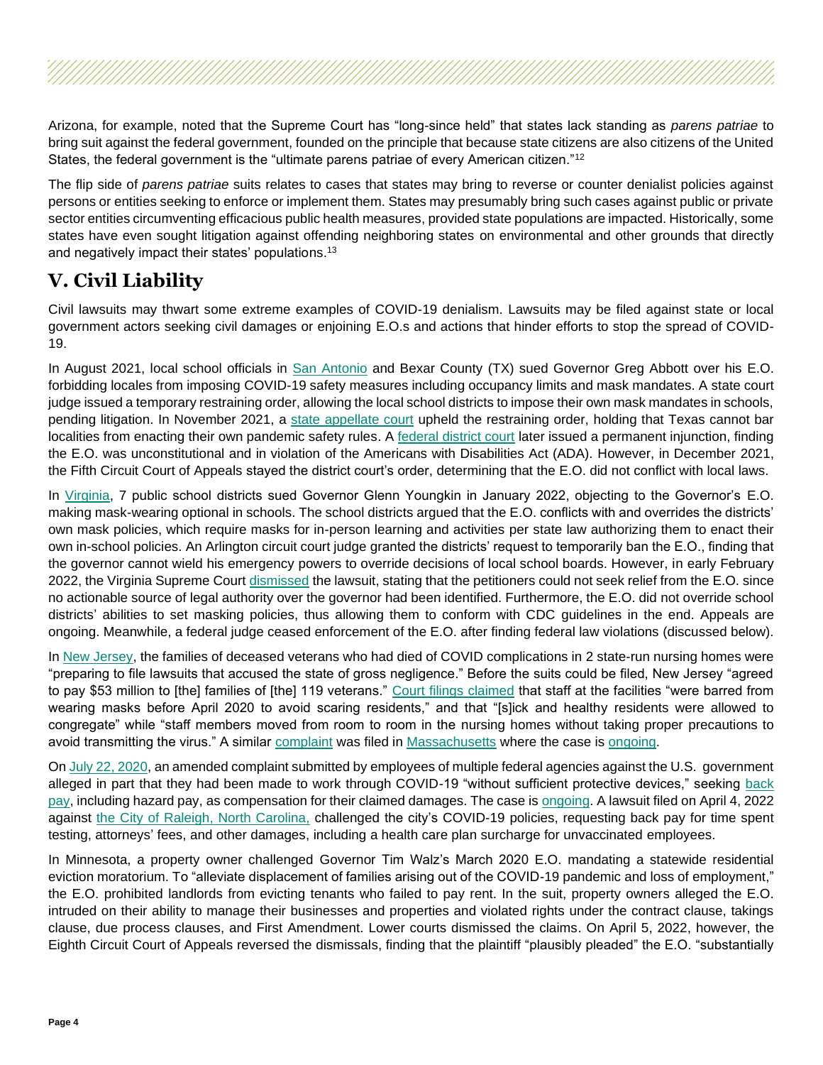Arizona, for example, noted that the Supreme Court has "long-since held" that states lack standing as *parens patriae* to bring suit against the federal government, founded on the principle that because state citizens are also citizens of the United States, the federal government is the "ultimate parens patriae of every American citizen."[12]

The flip side of *parens patriae* suits relates to cases that states may bring to reverse or counter denialist policies against persons or entities seeking to enforce or implement them. States may presumably bring such cases against public or private sector entities circumventing efficacious public health measures, provided state populations are impacted. Historically, some states have even sought litigation against offending neighboring states on environmental and other grounds that directly and negatively impact their states' populations.[13]

## V. Civil Liability

Civil lawsuits may thwart some extreme examples of COVID-19 denialism. Lawsuits may be filed against state or local government actors seeking civil damages or enjoining E.O.s and actions that hinder efforts to stop the spread of COVID-19.

In August 2021, local school officials in San Antonio and Bexar County (TX) sued Governor Greg Abbott over his E.O. forbidding locales from imposing COVID-19 safety measures including occupancy limits and mask mandates. A state court judge issued a temporary restraining order, allowing the local school districts to impose their own mask mandates in schools, pending litigation. In November 2021, a state appellate court upheld the restraining order, holding that Texas cannot bar localities from enacting their own pandemic safety rules. A federal district court later issued a permanent injunction, finding the E.O. was unconstitutional and in violation of the Americans with Disabilities Act (ADA). However, in December 2021, the Fifth Circuit Court of Appeals stayed the district court's order, determining that the E.O. did not conflict with local laws.

In Virginia, 7 public school districts sued Governor Glenn Youngkin in January 2022, objecting to the Governor's E.O. making mask-wearing optional in schools. The school districts argued that the E.O. conflicts with and overrides the districts' own mask policies, which require masks for in-person learning and activities per state law authorizing them to enact their own in-school policies. An Arlington circuit court judge granted the districts' request to temporarily ban the E.O., finding that the governor cannot wield his emergency powers to override decisions of local school boards. However, in early February 2022, the Virginia Supreme Court dismissed the lawsuit, stating that the petitioners could not seek relief from the E.O. since no actionable source of legal authority over the governor had been identified. Furthermore, the E.O. did not override school districts' abilities to set masking policies, thus allowing them to conform with CDC guidelines in the end. Appeals are ongoing. Meanwhile, a federal judge ceased enforcement of the E.O. after finding federal law violations (discussed below).

In New Jersey, the families of deceased veterans who had died of COVID complications in 2 state-run nursing homes were "preparing to file lawsuits that accused the state of gross negligence." Before the suits could be filed, New Jersey "agreed to pay $53 million to [the] families of [the] 119 veterans." Court filings claimed that staff at the facilities "were barred from wearing masks before April 2020 to avoid scaring residents," and that "[s]ick and healthy residents were allowed to congregate" while "staff members moved from room to room in the nursing homes without taking proper precautions to avoid transmitting the virus." A similar complaint was filed in Massachusetts where the case is ongoing.

On July 22, 2020, an amended complaint submitted by employees of multiple federal agencies against the U.S. government alleged in part that they had been made to work through COVID-19 "without sufficient protective devices," seeking back pay, including hazard pay, as compensation for their claimed damages. The case is ongoing. A lawsuit filed on April 4, 2022 against the City of Raleigh, North Carolina, challenged the city's COVID-19 policies, requesting back pay for time spent testing, attorneys' fees, and other damages, including a health care plan surcharge for unvaccinated employees.

In Minnesota, a property owner challenged Governor Tim Walz's March 2020 E.O. mandating a statewide residential eviction moratorium. To "alleviate displacement of families arising out of the COVID-19 pandemic and loss of employment," the E.O. prohibited landlords from evicting tenants who failed to pay rent. In the suit, property owners alleged the E.O. intruded on their ability to manage their businesses and properties and violated rights under the contract clause, takings clause, due process clauses, and First Amendment. Lower courts dismissed the claims. On April 5, 2022, however, the Eighth Circuit Court of Appeals reversed the dismissals, finding that the plaintiff "plausibly pleaded" the E.O. "substantially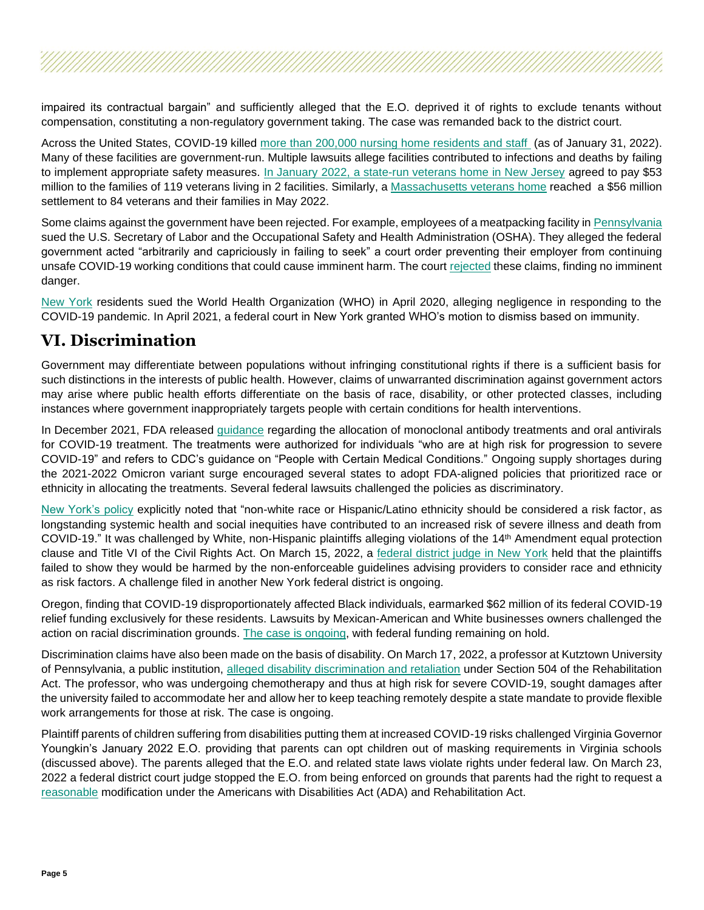impaired its contractual bargain" and sufficiently alleged that the E.O. deprived it of rights to exclude tenants without compensation, constituting a non-regulatory government taking. The case was remanded back to the district court.

Across the United States, COVID-19 killed more than 200,000 nursing home residents and staff (as of January 31, 2022). Many of these facilities are government-run. Multiple lawsuits allege facilities contributed to infections and deaths by failing to implement appropriate safety measures. In January 2022, a state-run veterans home in New Jersey agreed to pay $53 million to the families of 119 veterans living in 2 facilities. Similarly, a Massachusetts veterans home reached a $56 million settlement to 84 veterans and their families in May 2022.

Some claims against the government have been rejected. For example, employees of a meatpacking facility in Pennsylvania sued the U.S. Secretary of Labor and the Occupational Safety and Health Administration (OSHA). They alleged the federal government acted "arbitrarily and capriciously in failing to seek" a court order preventing their employer from continuing unsafe COVID-19 working conditions that could cause imminent harm. The court rejected these claims, finding no imminent danger.

New York residents sued the World Health Organization (WHO) in April 2020, alleging negligence in responding to the COVID-19 pandemic. In April 2021, a federal court in New York granted WHO's motion to dismiss based on immunity.

## VI. Discrimination

Government may differentiate between populations without infringing constitutional rights if there is a sufficient basis for such distinctions in the interests of public health. However, claims of unwarranted discrimination against government actors may arise where public health efforts differentiate on the basis of race, disability, or other protected classes, including instances where government inappropriately targets people with certain conditions for health interventions.

In December 2021, FDA released guidance regarding the allocation of monoclonal antibody treatments and oral antivirals for COVID-19 treatment. The treatments were authorized for individuals "who are at high risk for progression to severe COVID-19" and refers to CDC's guidance on "People with Certain Medical Conditions." Ongoing supply shortages during the 2021-2022 Omicron variant surge encouraged several states to adopt FDA-aligned policies that prioritized race or ethnicity in allocating the treatments. Several federal lawsuits challenged the policies as discriminatory.

New York's policy explicitly noted that "non-white race or Hispanic/Latino ethnicity should be considered a risk factor, as longstanding systemic health and social inequities have contributed to an increased risk of severe illness and death from COVID-19." It was challenged by White, non-Hispanic plaintiffs alleging violations of the 14th Amendment equal protection clause and Title VI of the Civil Rights Act. On March 15, 2022, a federal district judge in New York held that the plaintiffs failed to show they would be harmed by the non-enforceable guidelines advising providers to consider race and ethnicity as risk factors. A challenge filed in another New York federal district is ongoing.

Oregon, finding that COVID-19 disproportionately affected Black individuals, earmarked $62 million of its federal COVID-19 relief funding exclusively for these residents. Lawsuits by Mexican-American and White businesses owners challenged the action on racial discrimination grounds. The case is ongoing, with federal funding remaining on hold.

Discrimination claims have also been made on the basis of disability. On March 17, 2022, a professor at Kutztown University of Pennsylvania, a public institution, alleged disability discrimination and retaliation under Section 504 of the Rehabilitation Act. The professor, who was undergoing chemotherapy and thus at high risk for severe COVID-19, sought damages after the university failed to accommodate her and allow her to keep teaching remotely despite a state mandate to provide flexible work arrangements for those at risk. The case is ongoing.

Plaintiff parents of children suffering from disabilities putting them at increased COVID-19 risks challenged Virginia Governor Youngkin's January 2022 E.O. providing that parents can opt children out of masking requirements in Virginia schools (discussed above). The parents alleged that the E.O. and related state laws violate rights under federal law. On March 23, 2022 a federal district court judge stopped the E.O. from being enforced on grounds that parents had the right to request a reasonable modification under the Americans with Disabilities Act (ADA) and Rehabilitation Act.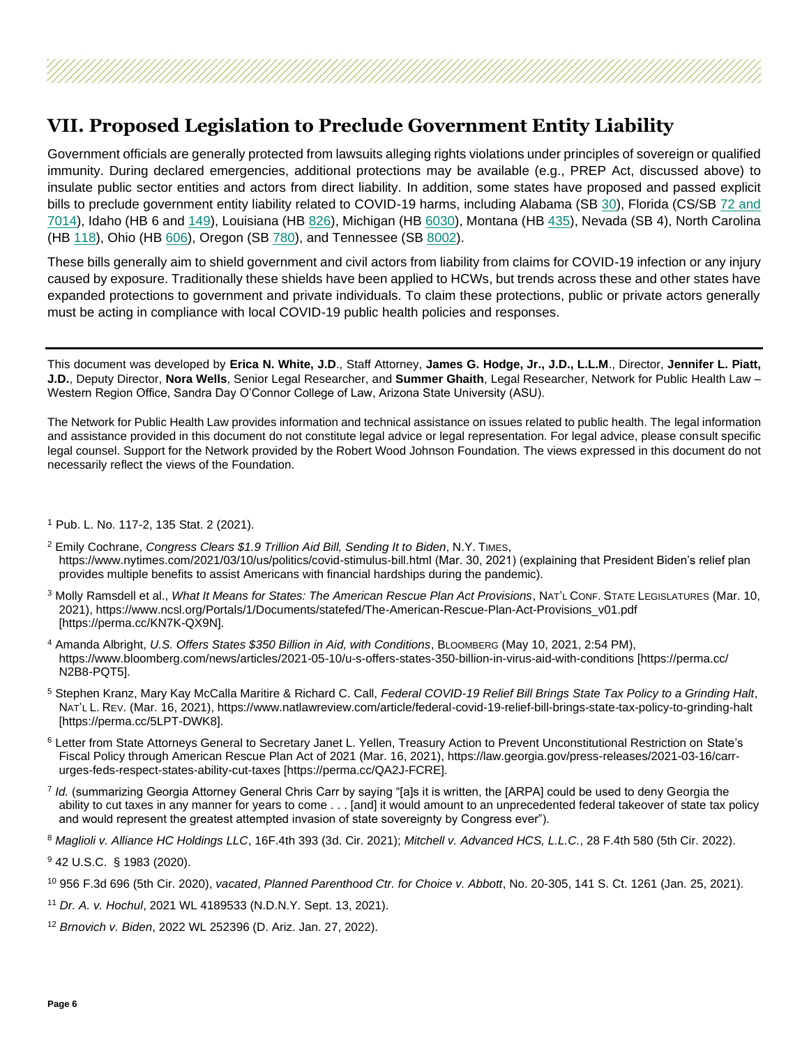## VII. Proposed Legislation to Preclude Government Entity Liability

Government officials are generally protected from lawsuits alleging rights violations under principles of sovereign or qualified immunity. During declared emergencies, additional protections may be available (e.g., PREP Act, discussed above) to insulate public sector entities and actors from direct liability. In addition, some states have proposed and passed explicit bills to preclude government entity liability related to COVID-19 harms, including Alabama (SB 30), Florida (CS/SB 72 and 7014), Idaho (HB 6 and 149), Louisiana (HB 826), Michigan (HB 6030), Montana (HB 435), Nevada (SB 4), North Carolina (HB 118), Ohio (HB 606), Oregon (SB 780), and Tennessee (SB 8002).

These bills generally aim to shield government and civil actors from liability from claims for COVID-19 infection or any injury caused by exposure. Traditionally these shields have been applied to HCWs, but trends across these and other states have expanded protections to government and private individuals. To claim these protections, public or private actors generally must be acting in compliance with local COVID-19 public health policies and responses.

---

This document was developed by **Erica N. White, J.D**., Staff Attorney, **James G. Hodge, Jr., J.D., L.L.M**., Director, **Jennifer L. Piatt, J.D.**, Deputy Director, **Nora Wells**, Senior Legal Researcher, and **Summer Ghaith**, Legal Researcher, Network for Public Health Law – Western Region Office, Sandra Day O'Connor College of Law, Arizona State University (ASU).

The Network for Public Health Law provides information and technical assistance on issues related to public health. The legal information and assistance provided in this document do not constitute legal advice or legal representation. For legal advice, please consult specific legal counsel. Support for the Network provided by the Robert Wood Johnson Foundation. The views expressed in this document do not necessarily reflect the views of the Foundation.

[1] Pub. L. No. 117-2, 135 Stat. 2 (2021).

[2] Emily Cochrane, *Congress Clears $1.9 Trillion Aid Bill, Sending It to Biden*, N.Y. TIMES, https://www.nytimes.com/2021/03/10/us/politics/covid-stimulus-bill.html (Mar. 30, 2021) (explaining that President Biden's relief plan provides multiple benefits to assist Americans with financial hardships during the pandemic).

[3] Molly Ramsdell et al., *What It Means for States: The American Rescue Plan Act Provisions*, NAT'L CONF. STATE LEGISLATURES (Mar. 10, 2021), https://www.ncsl.org/Portals/1/Documents/statefed/The-American-Rescue-Plan-Act-Provisions_v01.pdf [https://perma.cc/KN7K-QX9N].

[4] Amanda Albright, *U.S. Offers States $350 Billion in Aid, with Conditions*, BLOOMBERG (May 10, 2021, 2:54 PM), https://www.bloomberg.com/news/articles/2021-05-10/u-s-offers-states-350-billion-in-virus-aid-with-conditions [https://perma.cc/N2B8-PQT5].

[5] Stephen Kranz, Mary Kay McCalla Maritire & Richard C. Call, *Federal COVID-19 Relief Bill Brings State Tax Policy to a Grinding Halt*, NAT'L L. REV. (Mar. 16, 2021), https://www.natlawreview.com/article/federal-covid-19-relief-bill-brings-state-tax-policy-to-grinding-halt [https://perma.cc/5LPT-DWK8].

[6] Letter from State Attorneys General to Secretary Janet L. Yellen, Treasury Action to Prevent Unconstitutional Restriction on State's Fiscal Policy through American Rescue Plan Act of 2021 (Mar. 16, 2021), https://law.georgia.gov/press-releases/2021-03-16/carr-urges-feds-respect-states-ability-cut-taxes [https://perma.cc/QA2J-FCRE].

[7] *Id.* (summarizing Georgia Attorney General Chris Carr by saying "[a]s it is written, the [ARPA] could be used to deny Georgia the ability to cut taxes in any manner for years to come . . . [and] it would amount to an unprecedented federal takeover of state tax policy and would represent the greatest attempted invasion of state sovereignty by Congress ever").

[8] *Maglioli v. Alliance HC Holdings LLC*, 16F.4th 393 (3d. Cir. 2021); *Mitchell v. Advanced HCS, L.L.C.*, 28 F.4th 580 (5th Cir. 2022).

[9] 42 U.S.C. § 1983 (2020).

[10] 956 F.3d 696 (5th Cir. 2020), *vacated*, *Planned Parenthood Ctr. for Choice v. Abbott*, No. 20-305, 141 S. Ct. 1261 (Jan. 25, 2021).

[11] *Dr. A. v. Hochul*, 2021 WL 4189533 (N.D.N.Y. Sept. 13, 2021).

[12] *Brnovich v. Biden*, 2022 WL 252396 (D. Ariz. Jan. 27, 2022).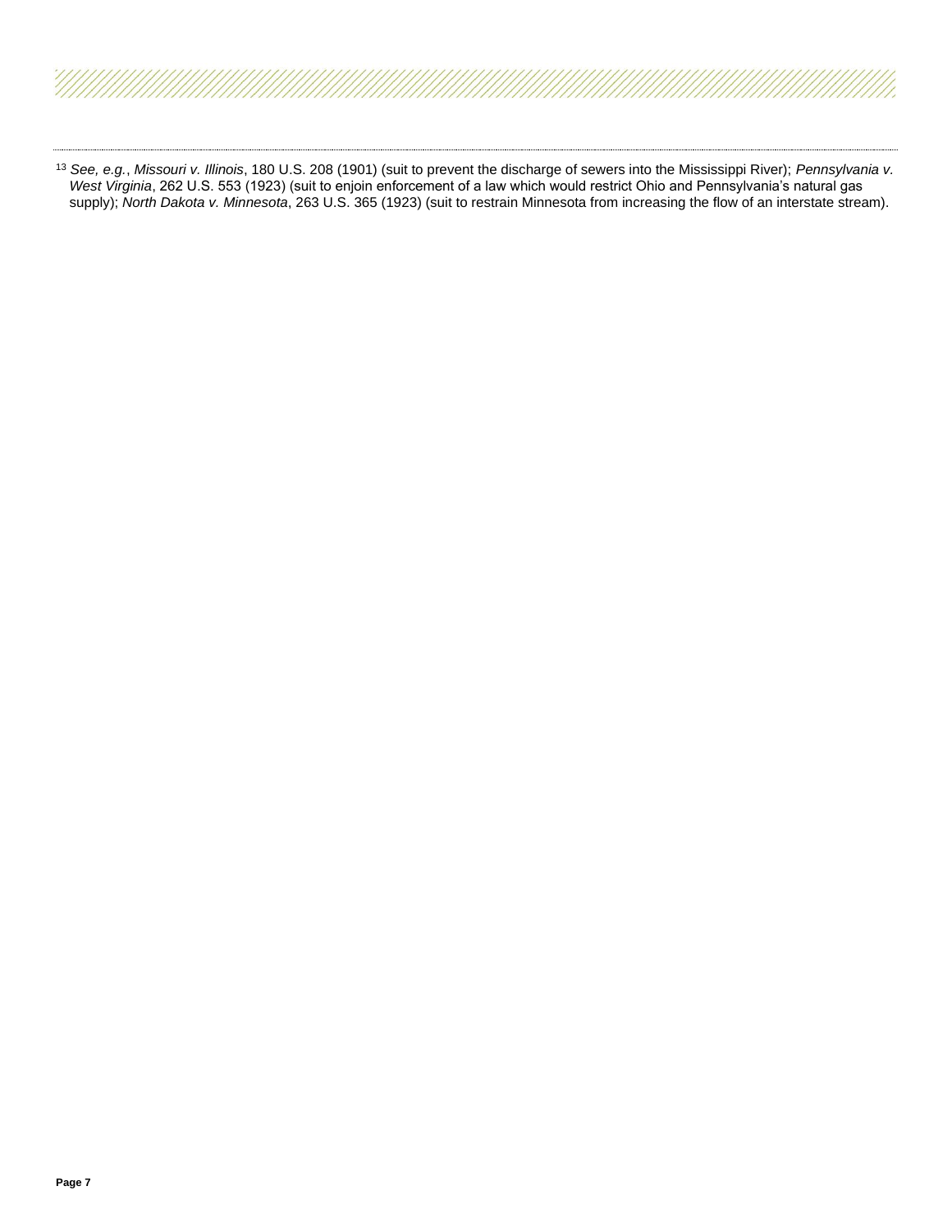[13] *See, e.g.*, *Missouri v. Illinois*, 180 U.S. 208 (1901) (suit to prevent the discharge of sewers into the Mississippi River); *Pennsylvania v. West Virginia*, 262 U.S. 553 (1923) (suit to enjoin enforcement of a law which would restrict Ohio and Pennsylvania's natural gas supply); *North Dakota v. Minnesota*, 263 U.S. 365 (1923) (suit to restrain Minnesota from increasing the flow of an interstate stream).